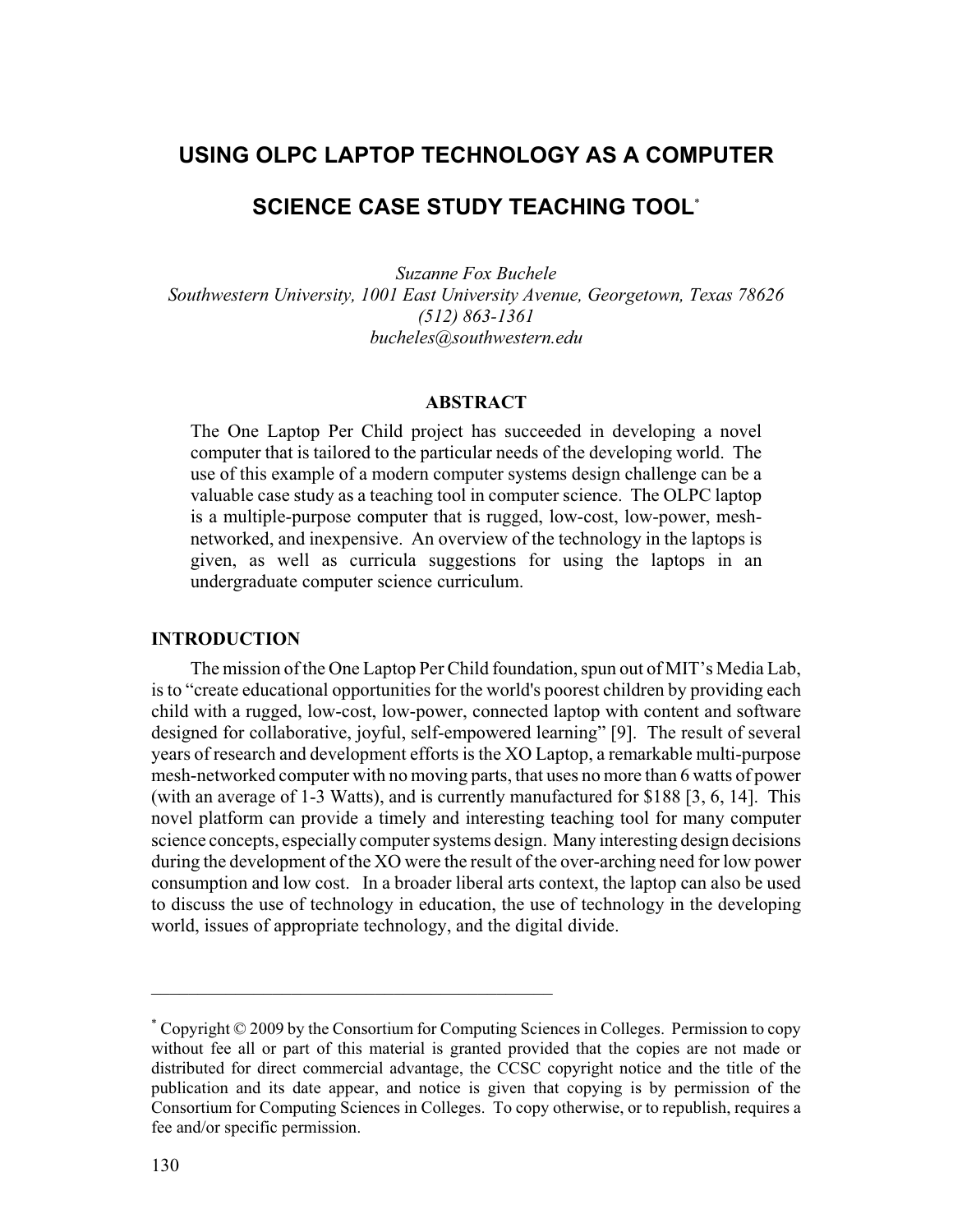# USING OLPC LAPTOP TECHNOLOGY AS A COMPUTER SCIENCE CASE STUDY TEACHING TOOL*

*Suzanne Fox Buchele*
*Southwestern University, 1001 East University Avenue, Georgetown, Texas 78626*
*(512) 863-1361*
*bucheles@southwestern.edu*

## ABSTRACT

The One Laptop Per Child project has succeeded in developing a novel computer that is tailored to the particular needs of the developing world. The use of this example of a modern computer systems design challenge can be a valuable case study as a teaching tool in computer science. The OLPC laptop is a multiple-purpose computer that is rugged, low-cost, low-power, mesh-networked, and inexpensive. An overview of the technology in the laptops is given, as well as curricula suggestions for using the laptops in an undergraduate computer science curriculum.

## INTRODUCTION

The mission of the One Laptop Per Child foundation, spun out of MIT's Media Lab, is to "create educational opportunities for the world's poorest children by providing each child with a rugged, low-cost, low-power, connected laptop with content and software designed for collaborative, joyful, self-empowered learning" [9]. The result of several years of research and development efforts is the XO Laptop, a remarkable multi-purpose mesh-networked computer with no moving parts, that uses no more than 6 watts of power (with an average of 1-3 Watts), and is currently manufactured for $188 [3, 6, 14]. This novel platform can provide a timely and interesting teaching tool for many computer science concepts, especially computer systems design. Many interesting design decisions during the development of the XO were the result of the over-arching need for low power consumption and low cost. In a broader liberal arts context, the laptop can also be used to discuss the use of technology in education, the use of technology in the developing world, issues of appropriate technology, and the digital divide.

---

* Copyright © 2009 by the Consortium for Computing Sciences in Colleges. Permission to copy without fee all or part of this material is granted provided that the copies are not made or distributed for direct commercial advantage, the CCSC copyright notice and the title of the publication and its date appear, and notice is given that copying is by permission of the Consortium for Computing Sciences in Colleges. To copy otherwise, or to republish, requires a fee and/or specific permission.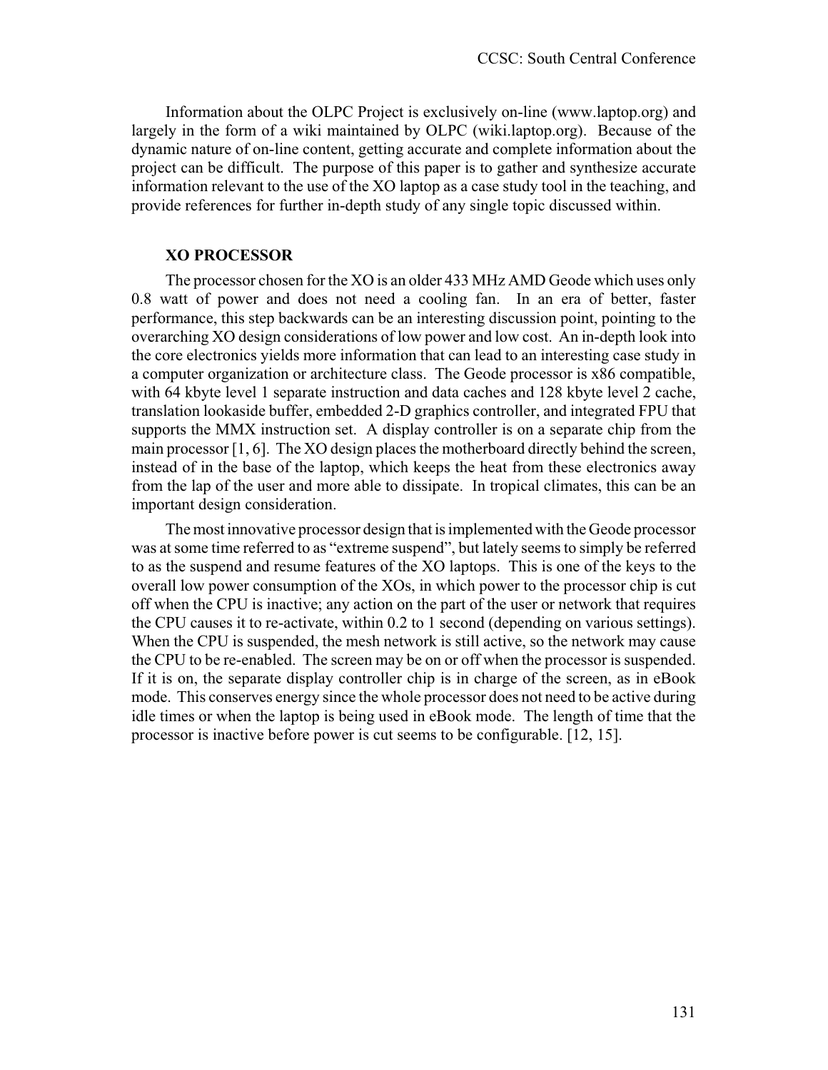Information about the OLPC Project is exclusively on-line (www.laptop.org) and largely in the form of a wiki maintained by OLPC (wiki.laptop.org). Because of the dynamic nature of on-line content, getting accurate and complete information about the project can be difficult. The purpose of this paper is to gather and synthesize accurate information relevant to the use of the XO laptop as a case study tool in the teaching, and provide references for further in-depth study of any single topic discussed within.

## XO PROCESSOR

The processor chosen for the XO is an older 433 MHz AMD Geode which uses only 0.8 watt of power and does not need a cooling fan. In an era of better, faster performance, this step backwards can be an interesting discussion point, pointing to the overarching XO design considerations of low power and low cost. An in-depth look into the core electronics yields more information that can lead to an interesting case study in a computer organization or architecture class. The Geode processor is x86 compatible, with 64 kbyte level 1 separate instruction and data caches and 128 kbyte level 2 cache, translation lookaside buffer, embedded 2-D graphics controller, and integrated FPU that supports the MMX instruction set. A display controller is on a separate chip from the main processor [1, 6]. The XO design places the motherboard directly behind the screen, instead of in the base of the laptop, which keeps the heat from these electronics away from the lap of the user and more able to dissipate. In tropical climates, this can be an important design consideration.

The most innovative processor design that is implemented with the Geode processor was at some time referred to as "extreme suspend", but lately seems to simply be referred to as the suspend and resume features of the XO laptops. This is one of the keys to the overall low power consumption of the XOs, in which power to the processor chip is cut off when the CPU is inactive; any action on the part of the user or network that requires the CPU causes it to re-activate, within 0.2 to 1 second (depending on various settings). When the CPU is suspended, the mesh network is still active, so the network may cause the CPU to be re-enabled. The screen may be on or off when the processor is suspended. If it is on, the separate display controller chip is in charge of the screen, as in eBook mode. This conserves energy since the whole processor does not need to be active during idle times or when the laptop is being used in eBook mode. The length of time that the processor is inactive before power is cut seems to be configurable. [12, 15].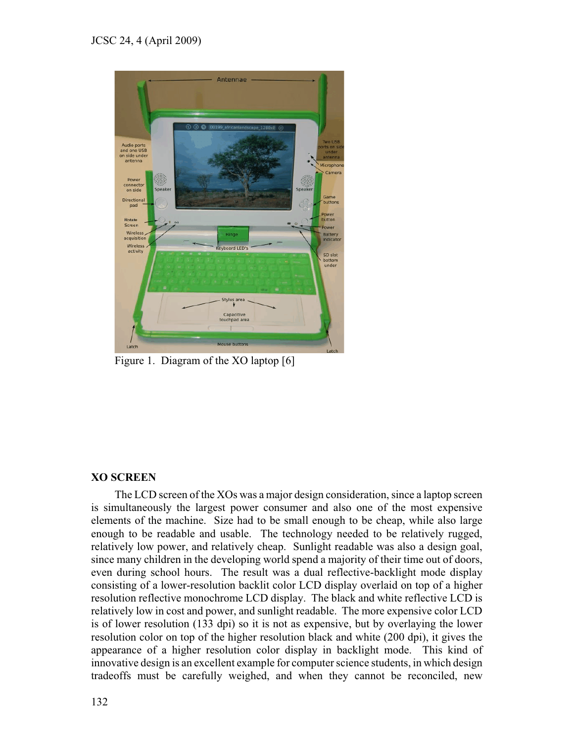Figure 1. Diagram of the XO laptop [6]

## XO SCREEN

The LCD screen of the XOs was a major design consideration, since a laptop screen is simultaneously the largest power consumer and also one of the most expensive elements of the machine. Size had to be small enough to be cheap, while also large enough to be readable and usable. The technology needed to be relatively rugged, relatively low power, and relatively cheap. Sunlight readable was also a design goal, since many children in the developing world spend a majority of their time out of doors, even during school hours. The result was a dual reflective-backlight mode display consisting of a lower-resolution backlit color LCD display overlaid on top of a higher resolution reflective monochrome LCD display. The black and white reflective LCD is relatively low in cost and power, and sunlight readable. The more expensive color LCD is of lower resolution (133 dpi) so it is not as expensive, but by overlaying the lower resolution color on top of the higher resolution black and white (200 dpi), it gives the appearance of a higher resolution color display in backlight mode. This kind of innovative design is an excellent example for computer science students, in which design tradeoffs must be carefully weighed, and when they cannot be reconciled, new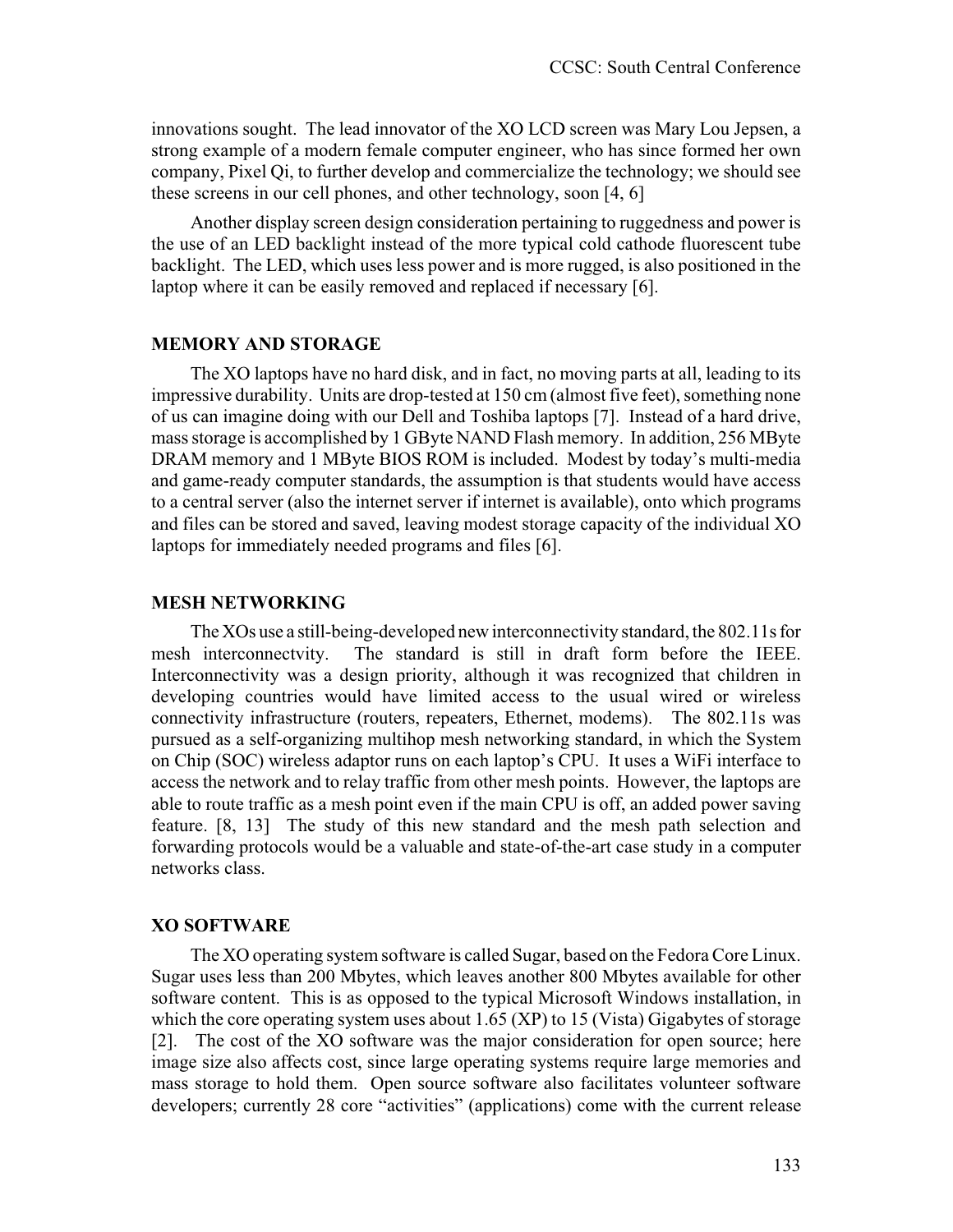innovations sought. The lead innovator of the XO LCD screen was Mary Lou Jepsen, a strong example of a modern female computer engineer, who has since formed her own company, Pixel Qi, to further develop and commercialize the technology; we should see these screens in our cell phones, and other technology, soon [4, 6]

Another display screen design consideration pertaining to ruggedness and power is the use of an LED backlight instead of the more typical cold cathode fluorescent tube backlight. The LED, which uses less power and is more rugged, is also positioned in the laptop where it can be easily removed and replaced if necessary [6].

## MEMORY AND STORAGE

The XO laptops have no hard disk, and in fact, no moving parts at all, leading to its impressive durability. Units are drop-tested at 150 cm (almost five feet), something none of us can imagine doing with our Dell and Toshiba laptops [7]. Instead of a hard drive, mass storage is accomplished by 1 GByte NAND Flash memory. In addition, 256 MByte DRAM memory and 1 MByte BIOS ROM is included. Modest by today's multi-media and game-ready computer standards, the assumption is that students would have access to a central server (also the internet server if internet is available), onto which programs and files can be stored and saved, leaving modest storage capacity of the individual XO laptops for immediately needed programs and files [6].

## MESH NETWORKING

The XOs use a still-being-developed new interconnectivity standard, the 802.11s for mesh interconnectvity. The standard is still in draft form before the IEEE. Interconnectivity was a design priority, although it was recognized that children in developing countries would have limited access to the usual wired or wireless connectivity infrastructure (routers, repeaters, Ethernet, modems). The 802.11s was pursued as a self-organizing multihop mesh networking standard, in which the System on Chip (SOC) wireless adaptor runs on each laptop's CPU. It uses a WiFi interface to access the network and to relay traffic from other mesh points. However, the laptops are able to route traffic as a mesh point even if the main CPU is off, an added power saving feature. [8, 13] The study of this new standard and the mesh path selection and forwarding protocols would be a valuable and state-of-the-art case study in a computer networks class.

## XO SOFTWARE

The XO operating system software is called Sugar, based on the Fedora Core Linux. Sugar uses less than 200 Mbytes, which leaves another 800 Mbytes available for other software content. This is as opposed to the typical Microsoft Windows installation, in which the core operating system uses about 1.65 (XP) to 15 (Vista) Gigabytes of storage [2]. The cost of the XO software was the major consideration for open source; here image size also affects cost, since large operating systems require large memories and mass storage to hold them. Open source software also facilitates volunteer software developers; currently 28 core "activities" (applications) come with the current release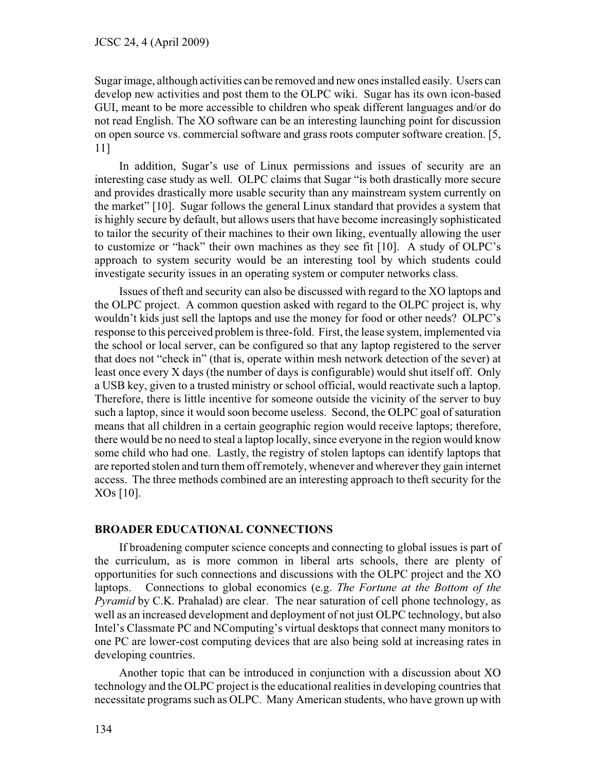Sugar image, although activities can be removed and new ones installed easily. Users can develop new activities and post them to the OLPC wiki. Sugar has its own icon-based GUI, meant to be more accessible to children who speak different languages and/or do not read English. The XO software can be an interesting launching point for discussion on open source vs. commercial software and grass roots computer software creation. [5, 11]

In addition, Sugar's use of Linux permissions and issues of security are an interesting case study as well. OLPC claims that Sugar "is both drastically more secure and provides drastically more usable security than any mainstream system currently on the market" [10]. Sugar follows the general Linux standard that provides a system that is highly secure by default, but allows users that have become increasingly sophisticated to tailor the security of their machines to their own liking, eventually allowing the user to customize or "hack" their own machines as they see fit [10]. A study of OLPC's approach to system security would be an interesting tool by which students could investigate security issues in an operating system or computer networks class.

Issues of theft and security can also be discussed with regard to the XO laptops and the OLPC project. A common question asked with regard to the OLPC project is, why wouldn't kids just sell the laptops and use the money for food or other needs? OLPC's response to this perceived problem is three-fold. First, the lease system, implemented via the school or local server, can be configured so that any laptop registered to the server that does not "check in" (that is, operate within mesh network detection of the sever) at least once every X days (the number of days is configurable) would shut itself off. Only a USB key, given to a trusted ministry or school official, would reactivate such a laptop. Therefore, there is little incentive for someone outside the vicinity of the server to buy such a laptop, since it would soon become useless. Second, the OLPC goal of saturation means that all children in a certain geographic region would receive laptops; therefore, there would be no need to steal a laptop locally, since everyone in the region would know some child who had one. Lastly, the registry of stolen laptops can identify laptops that are reported stolen and turn them off remotely, whenever and wherever they gain internet access. The three methods combined are an interesting approach to theft security for the XOs [10].

## BROADER EDUCATIONAL CONNECTIONS

If broadening computer science concepts and connecting to global issues is part of the curriculum, as is more common in liberal arts schools, there are plenty of opportunities for such connections and discussions with the OLPC project and the XO laptops. Connections to global economics (e.g. *The Fortune at the Bottom of the Pyramid* by C.K. Prahalad) are clear. The near saturation of cell phone technology, as well as an increased development and deployment of not just OLPC technology, but also Intel's Classmate PC and NComputing's virtual desktops that connect many monitors to one PC are lower-cost computing devices that are also being sold at increasing rates in developing countries.

Another topic that can be introduced in conjunction with a discussion about XO technology and the OLPC project is the educational realities in developing countries that necessitate programs such as OLPC. Many American students, who have grown up with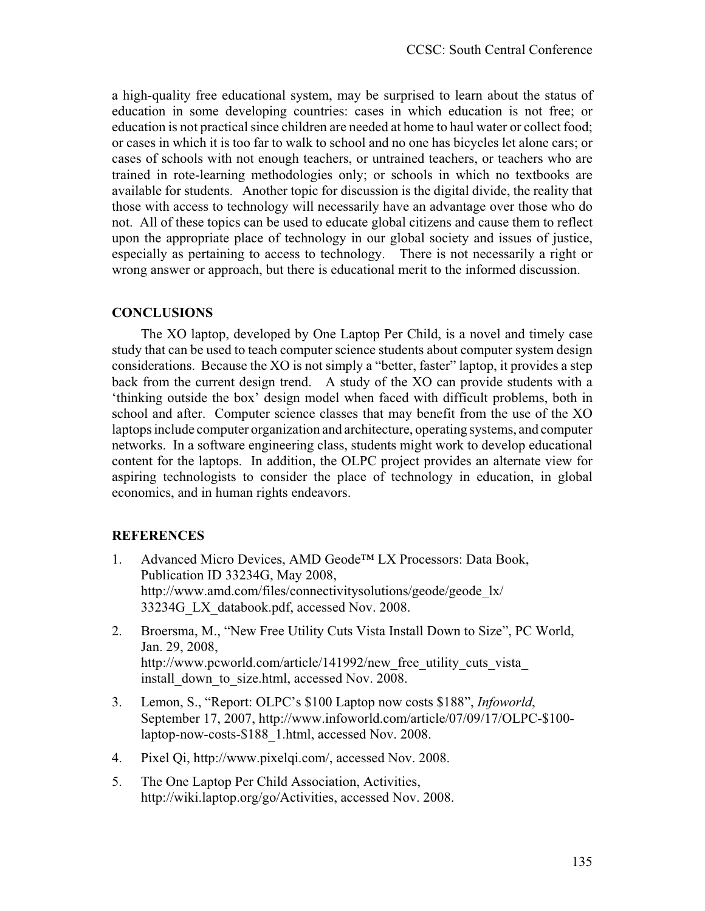a high-quality free educational system, may be surprised to learn about the status of education in some developing countries: cases in which education is not free; or education is not practical since children are needed at home to haul water or collect food; or cases in which it is too far to walk to school and no one has bicycles let alone cars; or cases of schools with not enough teachers, or untrained teachers, or teachers who are trained in rote-learning methodologies only; or schools in which no textbooks are available for students. Another topic for discussion is the digital divide, the reality that those with access to technology will necessarily have an advantage over those who do not. All of these topics can be used to educate global citizens and cause them to reflect upon the appropriate place of technology in our global society and issues of justice, especially as pertaining to access to technology. There is not necessarily a right or wrong answer or approach, but there is educational merit to the informed discussion.

## CONCLUSIONS

The XO laptop, developed by One Laptop Per Child, is a novel and timely case study that can be used to teach computer science students about computer system design considerations. Because the XO is not simply a "better, faster" laptop, it provides a step back from the current design trend. A study of the XO can provide students with a 'thinking outside the box' design model when faced with difficult problems, both in school and after. Computer science classes that may benefit from the use of the XO laptops include computer organization and architecture, operating systems, and computer networks. In a software engineering class, students might work to develop educational content for the laptops. In addition, the OLPC project provides an alternate view for aspiring technologists to consider the place of technology in education, in global economics, and in human rights endeavors.

## REFERENCES

1. Advanced Micro Devices, AMD Geode™ LX Processors: Data Book, Publication ID 33234G, May 2008, http://www.amd.com/files/connectivitysolutions/geode/geode_lx/33234G_LX_databook.pdf, accessed Nov. 2008.
2. Broersma, M., "New Free Utility Cuts Vista Install Down to Size", PC World, Jan. 29, 2008, http://www.pcworld.com/article/141992/new_free_utility_cuts_vista_install_down_to_size.html, accessed Nov. 2008.
3. Lemon, S., "Report: OLPC's $100 Laptop now costs $188", *Infoworld*, September 17, 2007, http://www.infoworld.com/article/07/09/17/OLPC-$100-laptop-now-costs-$188_1.html, accessed Nov. 2008.
4. Pixel Qi, http://www.pixelqi.com/, accessed Nov. 2008.
5. The One Laptop Per Child Association, Activities, http://wiki.laptop.org/go/Activities, accessed Nov. 2008.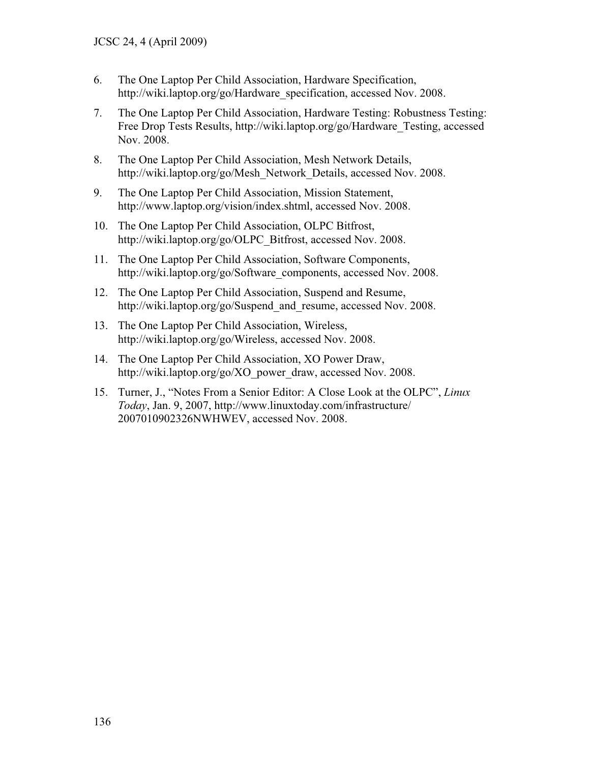6. The One Laptop Per Child Association, Hardware Specification, http://wiki.laptop.org/go/Hardware_specification, accessed Nov. 2008.
7. The One Laptop Per Child Association, Hardware Testing: Robustness Testing: Free Drop Tests Results, http://wiki.laptop.org/go/Hardware_Testing, accessed Nov. 2008.
8. The One Laptop Per Child Association, Mesh Network Details, http://wiki.laptop.org/go/Mesh_Network_Details, accessed Nov. 2008.
9. The One Laptop Per Child Association, Mission Statement, http://www.laptop.org/vision/index.shtml, accessed Nov. 2008.
10. The One Laptop Per Child Association, OLPC Bitfrost, http://wiki.laptop.org/go/OLPC_Bitfrost, accessed Nov. 2008.
11. The One Laptop Per Child Association, Software Components, http://wiki.laptop.org/go/Software_components, accessed Nov. 2008.
12. The One Laptop Per Child Association, Suspend and Resume, http://wiki.laptop.org/go/Suspend_and_resume, accessed Nov. 2008.
13. The One Laptop Per Child Association, Wireless, http://wiki.laptop.org/go/Wireless, accessed Nov. 2008.
14. The One Laptop Per Child Association, XO Power Draw, http://wiki.laptop.org/go/XO_power_draw, accessed Nov. 2008.
15. Turner, J., "Notes From a Senior Editor: A Close Look at the OLPC", *Linux Today*, Jan. 9, 2007, http://www.linuxtoday.com/infrastructure/2007010902326NWHWEV, accessed Nov. 2008.